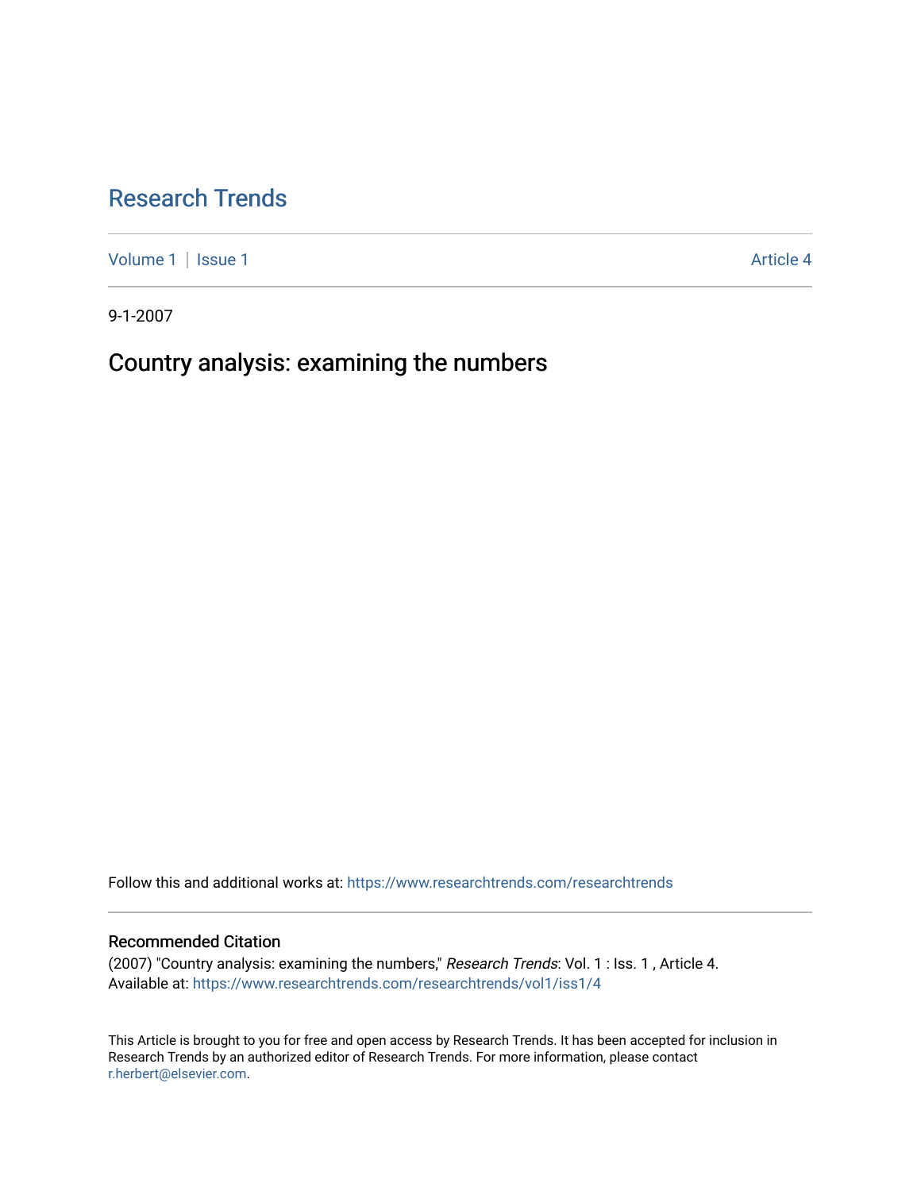# Research Trends

Volume 1 | Issue 1 Article 4

9-1-2007

## Country analysis: examining the numbers

Follow this and additional works at: https://www.researchtrends.com/researchtrends

### Recommended Citation

(2007) "Country analysis: examining the numbers," *Research Trends*: Vol. 1 : Iss. 1 , Article 4.
Available at: https://www.researchtrends.com/researchtrends/vol1/iss1/4

This Article is brought to you for free and open access by Research Trends. It has been accepted for inclusion in Research Trends by an authorized editor of Research Trends. For more information, please contact r.herbert@elsevier.com.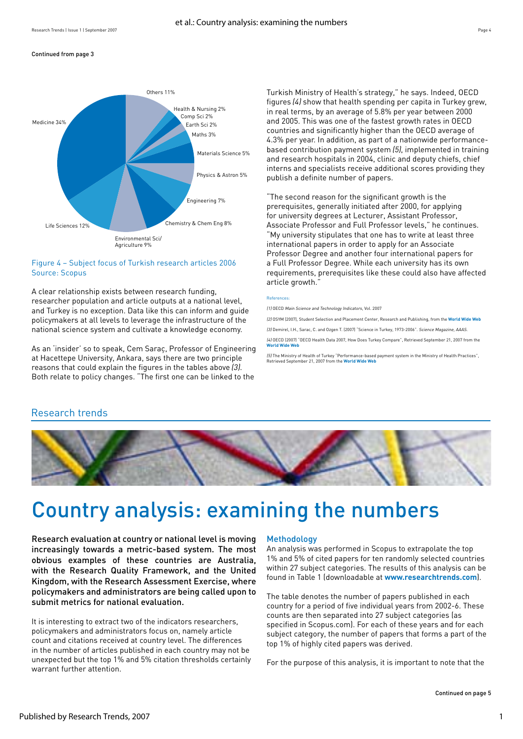Continued from page 3

Figure 4 – Subject focus of Turkish research articles 2006
Source: Scopus

A clear relationship exists between research funding, researcher population and article outputs at a national level, and Turkey is no exception. Data like this can inform and guide policymakers at all levels to leverage the infrastructure of the national science system and cultivate a knowledge economy.

As an 'insider' so to speak, Cem Saraç, Professor of Engineering at Hacettepe University, Ankara, says there are two principle reasons that could explain the figures in the tables above *(3)*. Both relate to policy changes. "The first one can be linked to the Turkish Ministry of Health's strategy," he says. Indeed, OECD figures *(4)* show that health spending per capita in Turkey grew, in real terms, by an average of 5.8% per year between 2000 and 2005. This was one of the fastest growth rates in OECD countries and significantly higher than the OECD average of 4.3% per year. In addition, as part of a nationwide performance-based contribution payment system *(5)*, implemented in training and research hospitals in 2004, clinic and deputy chiefs, chief interns and specialists receive additional scores providing they publish a definite number of papers.

"The second reason for the significant growth is the prerequisites, generally initiated after 2000, for applying for university degrees at Lecturer, Assistant Professor, Associate Professor and Full Professor levels," he continues. "My university stipulates that one has to write at least three international papers in order to apply for an Associate Professor Degree and another four international papers for a Full Professor Degree. While each university has its own requirements, prerequisites like these could also have affected article growth."

References:

*(1)* OECD *Main Science and Technology Indicators*, Vol. 2007

*(2)* OSYM (2007), Student Selection and Placement Center, Research and Publishing, from the **World Wide Web**

*(3)* Demirel, I.H., Sarac, C. and Ozgen T. (2007) "Science in Turkey, 1973-2006". *Science Magazine, AAAS.*

*(4)* OECD (2007) "OECD Health Data 2007, How Does Turkey Compare", Retrieved September 21, 2007 from the **World Wide Web**

*(5)* The Ministry of Health of Turkey "Performance-based payment system in the Ministry of Health Practices", Retrieved September 21, 2007 from the **World Wide Web**

## Research trends

# Country analysis: examining the numbers

**Research evaluation at country or national level is moving increasingly towards a metric-based system. The most obvious examples of these countries are Australia, with the Research Quality Framework, and the United Kingdom, with the Research Assessment Exercise, where policymakers and administrators are being called upon to submit metrics for national evaluation.**

It is interesting to extract two of the indicators researchers, policymakers and administrators focus on, namely article count and citations received at country level. The differences in the number of articles published in each country may not be unexpected but the top 1% and 5% citation thresholds certainly warrant further attention.

### Methodology

An analysis was performed in Scopus to extrapolate the top 1% and 5% of cited papers for ten randomly selected countries within 27 subject categories. The results of this analysis can be found in Table 1 (downloadable at **www.researchtrends.com**).

The table denotes the number of papers published in each country for a period of five individual years from 2002-6. These counts are then separated into 27 subject categories (as specified in Scopus.com). For each of these years and for each subject category, the number of papers that forms a part of the top 1% of highly cited papers was derived.

For the purpose of this analysis, it is important to note that the

Continued on page 5

Published by Research Trends, 2007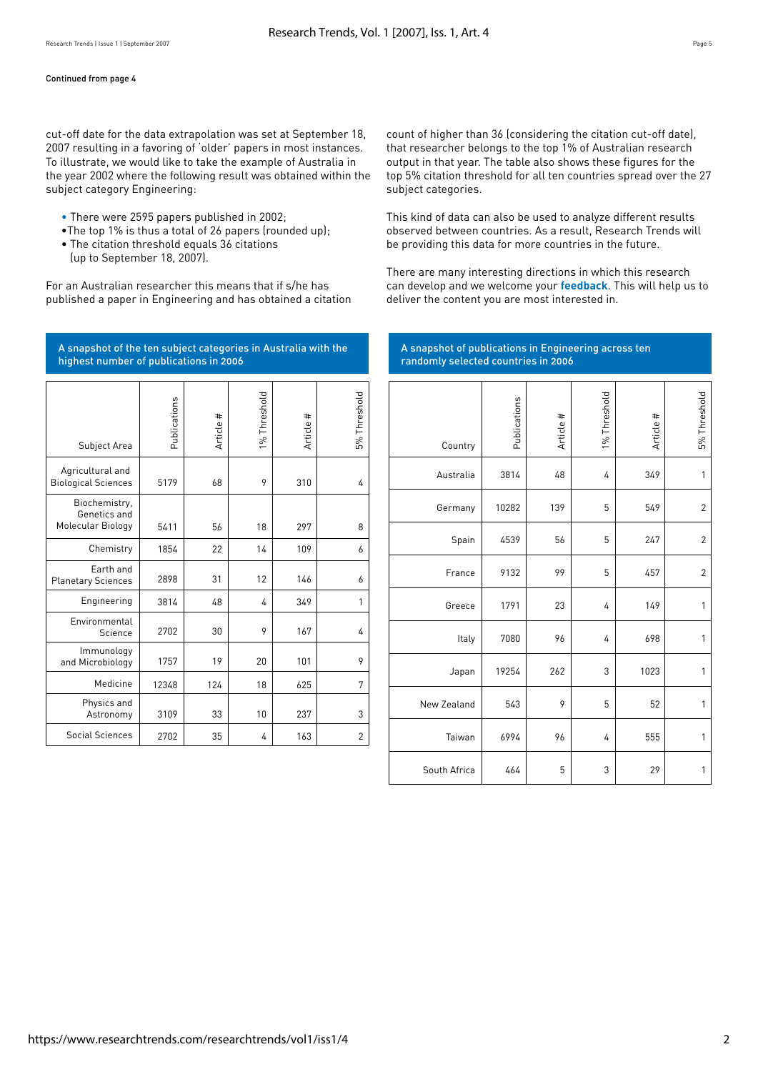Continued from page 4

cut-off date for the data extrapolation was set at September 18, 2007 resulting in a favoring of 'older' papers in most instances. To illustrate, we would like to take the example of Australia in the year 2002 where the following result was obtained within the subject category Engineering:

- There were 2595 papers published in 2002;
- The top 1% is thus a total of 26 papers (rounded up);
- The citation threshold equals 36 citations (up to September 18, 2007).

For an Australian researcher this means that if s/he has published a paper in Engineering and has obtained a citation count of higher than 36 (considering the citation cut-off date), that researcher belongs to the top 1% of Australian research output in that year. The table also shows these figures for the top 5% citation threshold for all ten countries spread over the 27 subject categories.

This kind of data can also be used to analyze different results observed between countries. As a result, Research Trends will be providing this data for more countries in the future.

There are many interesting directions in which this research can develop and we welcome your **feedback**. This will help us to deliver the content you are most interested in.

**A snapshot of the ten subject categories in Australia with the highest number of publications in 2006**

| Subject Area | Publications | Article # | 1% Threshold | Article # | 5% Threshold |
|---|---|---|---|---|---|
| Agricultural and Biological Sciences | 5179 | 68 | 9 | 310 | 4 |
| Biochemistry, Genetics and Molecular Biology | 5411 | 56 | 18 | 297 | 8 |
| Chemistry | 1854 | 22 | 14 | 109 | 6 |
| Earth and Planetary Sciences | 2898 | 31 | 12 | 146 | 6 |
| Engineering | 3814 | 48 | 4 | 349 | 1 |
| Environmental Science | 2702 | 30 | 9 | 167 | 4 |
| Immunology and Microbiology | 1757 | 19 | 20 | 101 | 9 |
| Medicine | 12348 | 124 | 18 | 625 | 7 |
| Physics and Astronomy | 3109 | 33 | 10 | 237 | 3 |
| Social Sciences | 2702 | 35 | 4 | 163 | 2 |

**A snapshot of publications in Engineering across ten randomly selected countries in 2006**

| Country | Publications | Article # | 1% Threshold | Article # | 5% Threshold |
|---|---|---|---|---|---|
| Australia | 3814 | 48 | 4 | 349 | 1 |
| Germany | 10282 | 139 | 5 | 549 | 2 |
| Spain | 4539 | 56 | 5 | 247 | 2 |
| France | 9132 | 99 | 5 | 457 | 2 |
| Greece | 1791 | 23 | 4 | 149 | 1 |
| Italy | 7080 | 96 | 4 | 698 | 1 |
| Japan | 19254 | 262 | 3 | 1023 | 1 |
| New Zealand | 543 | 9 | 5 | 52 | 1 |
| Taiwan | 6994 | 96 | 4 | 555 | 1 |
| South Africa | 464 | 5 | 3 | 29 | 1 |